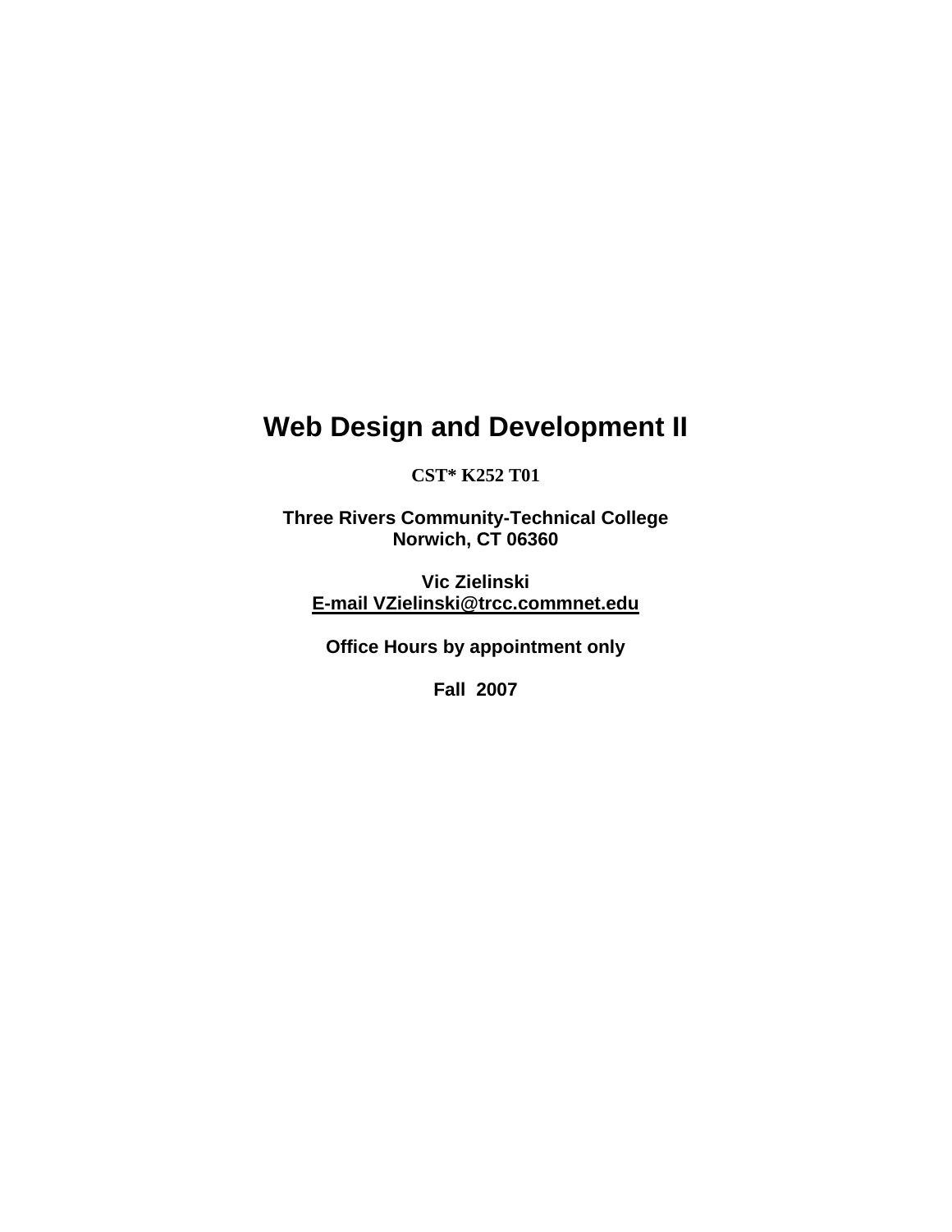# Web Design and Development II

**CST* K252 T01**

**Three Rivers Community-Technical College**
**Norwich, CT 06360**

**Vic Zielinski**
**E-mail VZielinski@trcc.commnet.edu**

**Office Hours by appointment only**

**Fall 2007**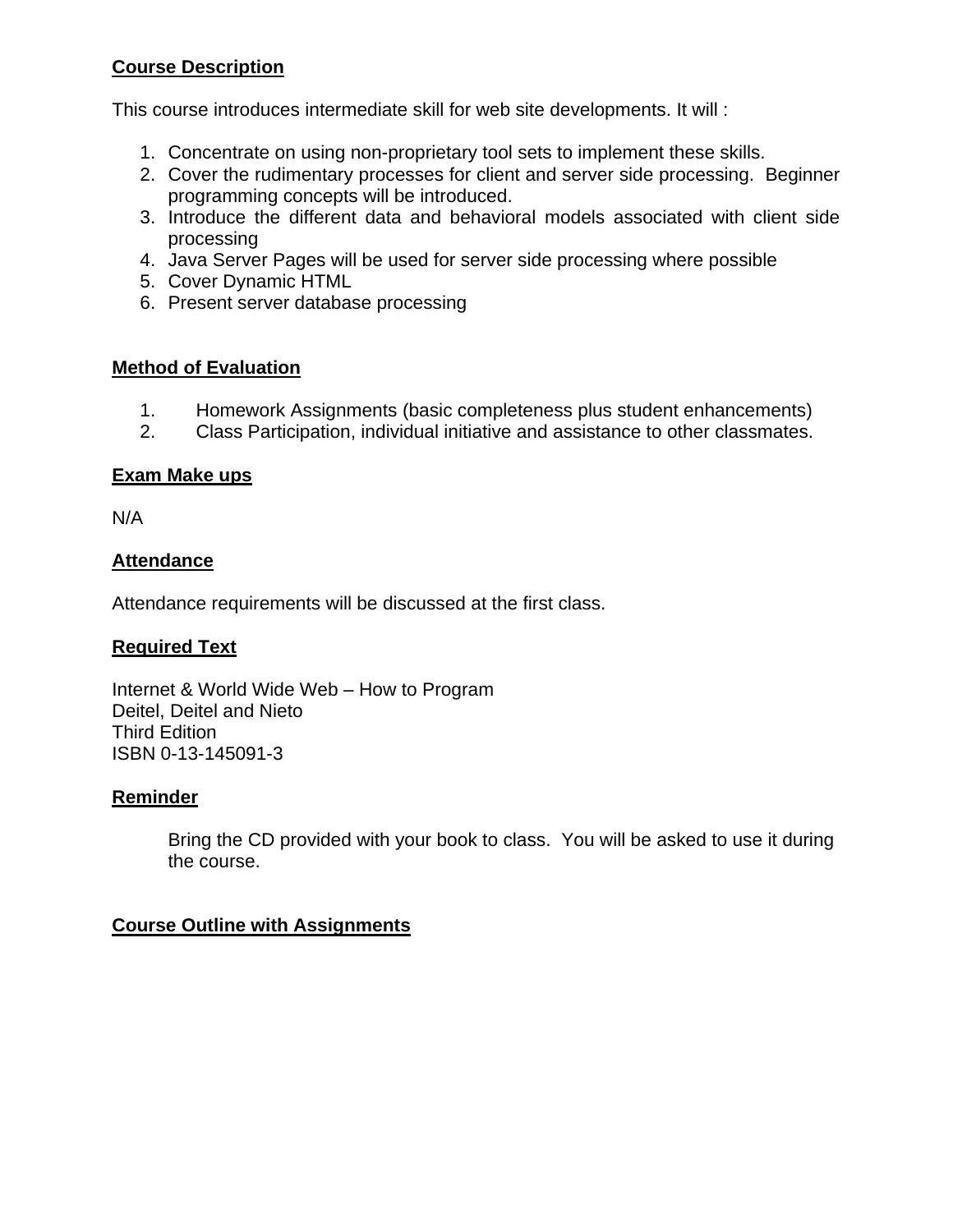**Course Description**

This course introduces intermediate skill for web site developments. It will :

1. Concentrate on using non-proprietary tool sets to implement these skills.
2. Cover the rudimentary processes for client and server side processing. Beginner programming concepts will be introduced.
3. Introduce the different data and behavioral models associated with client side processing
4. Java Server Pages will be used for server side processing where possible
5. Cover Dynamic HTML
6. Present server database processing

**Method of Evaluation**

1. Homework Assignments (basic completeness plus student enhancements)
2. Class Participation, individual initiative and assistance to other classmates.

**Exam Make ups**

N/A

**Attendance**

Attendance requirements will be discussed at the first class.

**Required Text**

Internet & World Wide Web – How to Program
Deitel, Deitel and Nieto
Third Edition
ISBN 0-13-145091-3

**Reminder**

Bring the CD provided with your book to class. You will be asked to use it during the course.

**Course Outline with Assignments**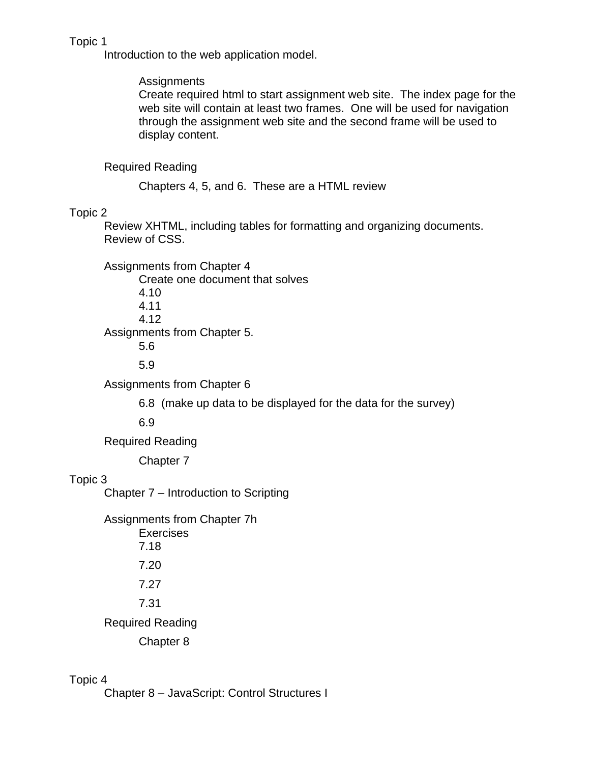## Topic 1

Introduction to the web application model.

Assignments

Create required html to start assignment web site. The index page for the web site will contain at least two frames. One will be used for navigation through the assignment web site and the second frame will be used to display content.

Required Reading

Chapters 4, 5, and 6. These are a HTML review

## Topic 2

Review XHTML, including tables for formatting and organizing documents.
Review of CSS.

Assignments from Chapter 4

Create one document that solves
4.10
4.11
4.12

Assignments from Chapter 5.

5.6

5.9

Assignments from Chapter 6

6.8 (make up data to be displayed for the data for the survey)

6.9

Required Reading

Chapter 7

## Topic 3

Chapter 7 – Introduction to Scripting

Assignments from Chapter 7h

Exercises
7.18

7.20

7.27

7.31

Required Reading

Chapter 8

## Topic 4

Chapter 8 – JavaScript: Control Structures I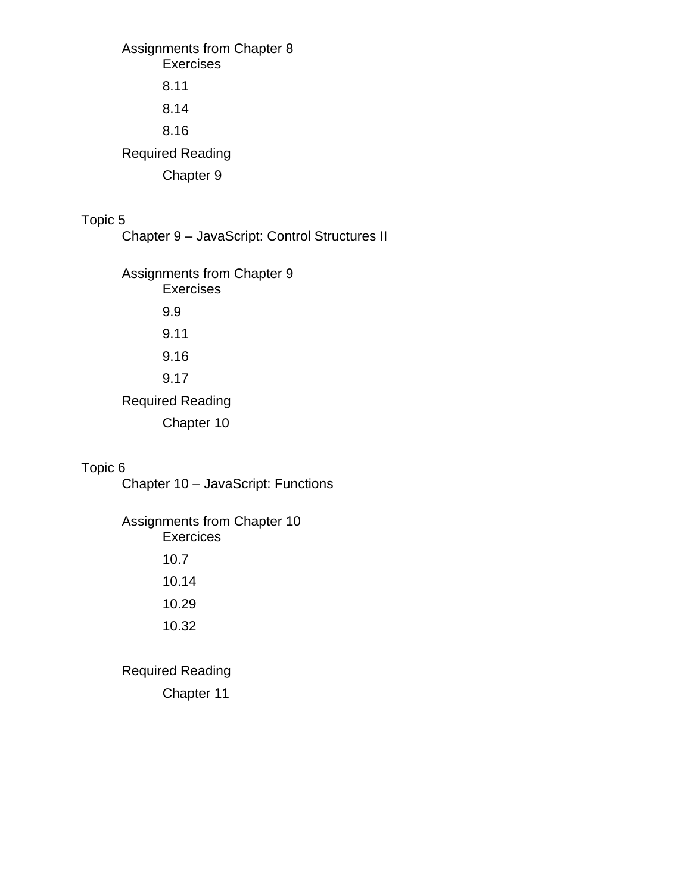Assignments from Chapter 8

Exercises

- 8.11
- 8.14
- 8.16

Required Reading

- Chapter 9

Topic 5

Chapter 9 – JavaScript: Control Structures II

Assignments from Chapter 9

Exercises

- 9.9
- 9.11
- 9.16
- 9.17

Required Reading

- Chapter 10

Topic 6

Chapter 10 – JavaScript: Functions

Assignments from Chapter 10

Exercices

- 10.7
- 10.14
- 10.29
- 10.32

Required Reading

- Chapter 11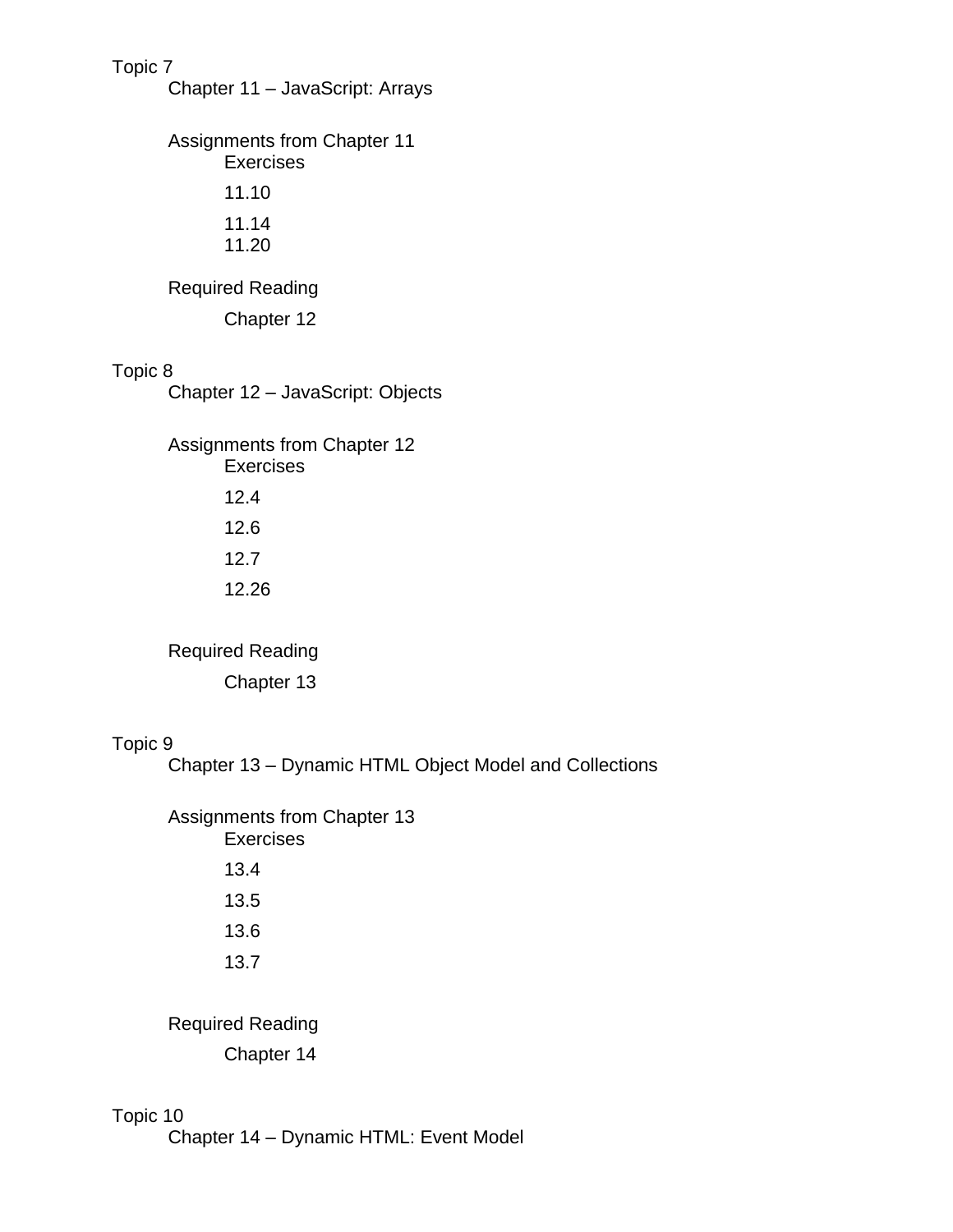Topic 7

Chapter 11 – JavaScript: Arrays

Assignments from Chapter 11

Exercises

11.10

11.14

11.20

Required Reading

Chapter 12

Topic 8

Chapter 12 – JavaScript: Objects

Assignments from Chapter 12

Exercises

12.4

12.6

12.7

12.26

Required Reading

Chapter 13

Topic 9

Chapter 13 – Dynamic HTML Object Model and Collections

Assignments from Chapter 13

Exercises

13.4

13.5

13.6

13.7

Required Reading

Chapter 14

Topic 10

Chapter 14 – Dynamic HTML: Event Model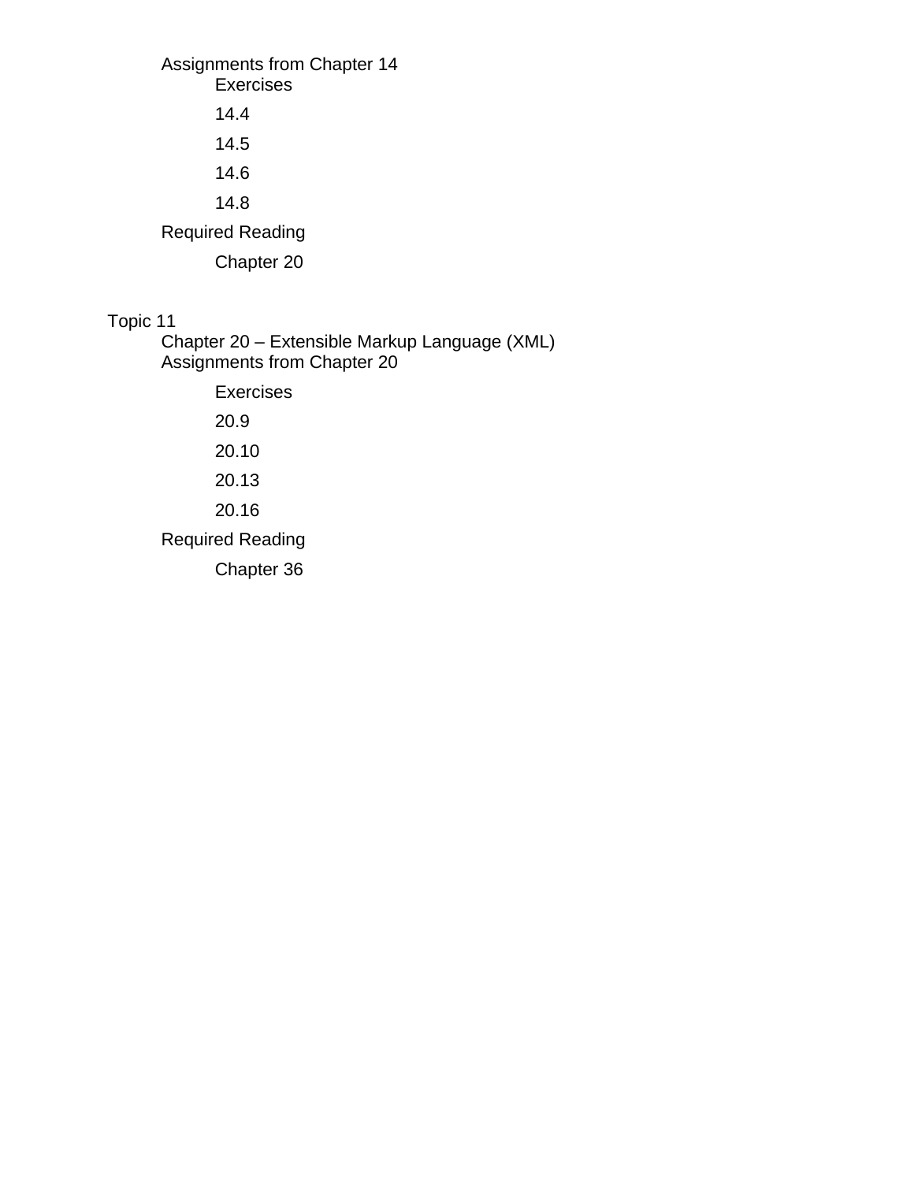Assignments from Chapter 14

- Exercises
- 14.4
- 14.5
- 14.6
- 14.8

Required Reading

- Chapter 20

Topic 11

Chapter 20 – Extensible Markup Language (XML)

Assignments from Chapter 20

- Exercises
- 20.9
- 20.10
- 20.13
- 20.16

Required Reading

- Chapter 36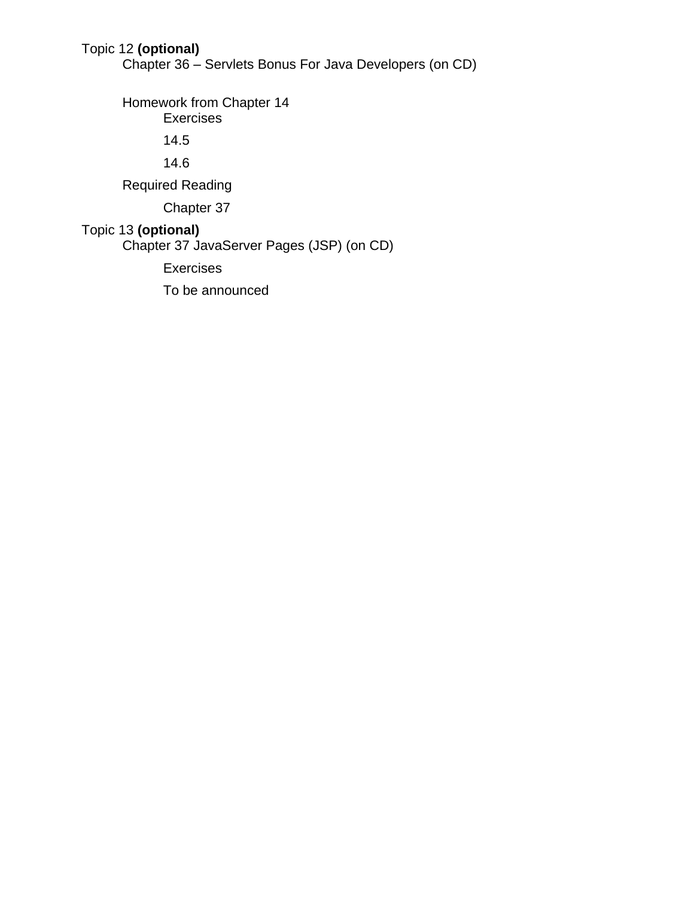Topic 12 **(optional)**

Chapter 36 – Servlets Bonus For Java Developers (on CD)

Homework from Chapter 14

Exercises

14.5

14.6

Required Reading

Chapter 37

Topic 13 **(optional)**

Chapter 37 JavaServer Pages (JSP) (on CD)

Exercises

To be announced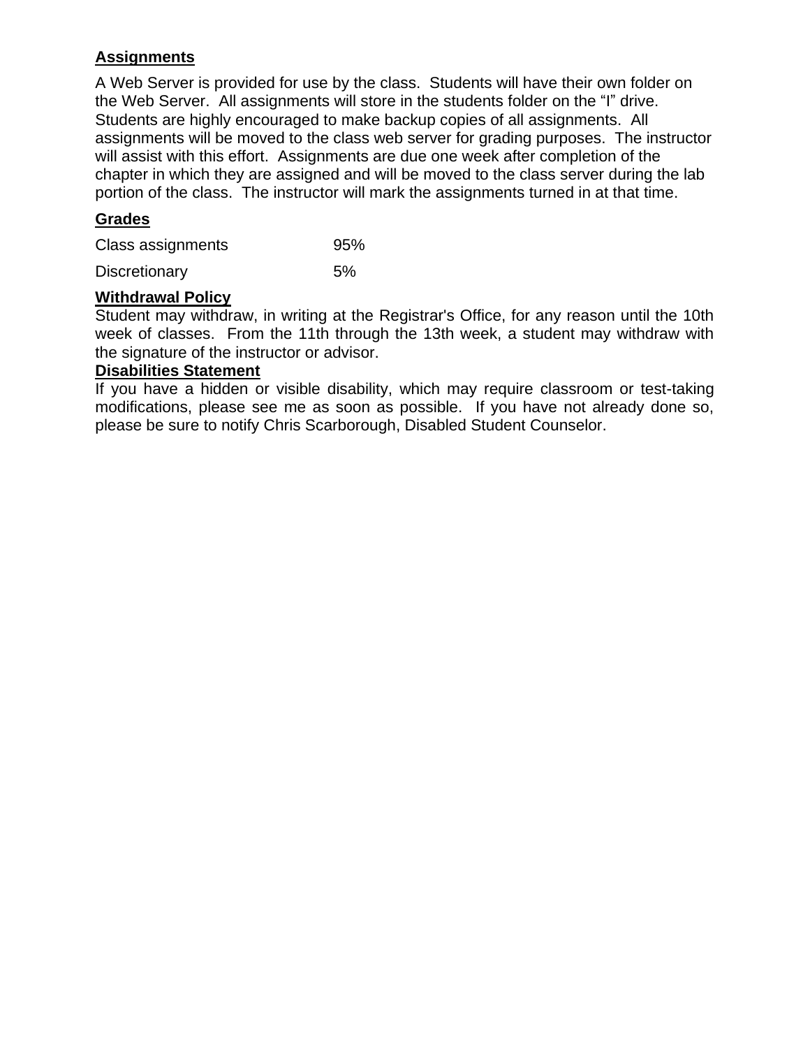**Assignments**

A Web Server is provided for use by the class. Students will have their own folder on the Web Server. All assignments will store in the students folder on the "I" drive. Students are highly encouraged to make backup copies of all assignments. All assignments will be moved to the class web server for grading purposes. The instructor will assist with this effort. Assignments are due one week after completion of the chapter in which they are assigned and will be moved to the class server during the lab portion of the class. The instructor will mark the assignments turned in at that time.

**Grades**

| | |
|---|---|
| Class assignments | 95% |
| Discretionary | 5% |

**Withdrawal Policy**

Student may withdraw, in writing at the Registrar's Office, for any reason until the 10th week of classes. From the 11th through the 13th week, a student may withdraw with the signature of the instructor or advisor.

**Disabilities Statement**

If you have a hidden or visible disability, which may require classroom or test-taking modifications, please see me as soon as possible. If you have not already done so, please be sure to notify Chris Scarborough, Disabled Student Counselor.